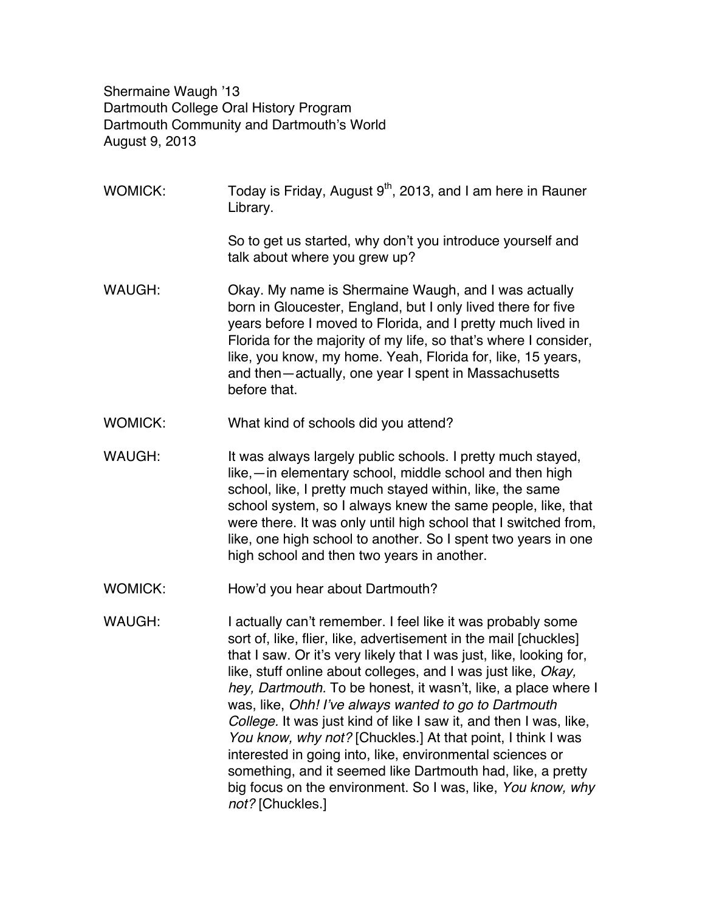Shermaine Waugh ’13
Dartmouth College Oral History Program
Dartmouth Community and Dartmouth’s World
August 9, 2013

WOMICK: Today is Friday, August 9th, 2013, and I am here in Rauner Library.

So to get us started, why don’t you introduce yourself and talk about where you grew up?

WAUGH: Okay. My name is Shermaine Waugh, and I was actually born in Gloucester, England, but I only lived there for five years before I moved to Florida, and I pretty much lived in Florida for the majority of my life, so that’s where I consider, like, you know, my home. Yeah, Florida for, like, 15 years, and then—actually, one year I spent in Massachusetts before that.

WOMICK: What kind of schools did you attend?

WAUGH: It was always largely public schools. I pretty much stayed, like,—in elementary school, middle school and then high school, like, I pretty much stayed within, like, the same school system, so I always knew the same people, like, that were there. It was only until high school that I switched from, like, one high school to another. So I spent two years in one high school and then two years in another.

WOMICK: How’d you hear about Dartmouth?

WAUGH: I actually can’t remember. I feel like it was probably some sort of, like, flier, like, advertisement in the mail [chuckles] that I saw. Or it’s very likely that I was just, like, looking for, like, stuff online about colleges, and I was just like, *Okay, hey, Dartmouth.* To be honest, it wasn’t, like, a place where I was, like, *Ohh! I’ve always wanted to go to Dartmouth College.* It was just kind of like I saw it, and then I was, like, *You know, why not?* [Chuckles.] At that point, I think I was interested in going into, like, environmental sciences or something, and it seemed like Dartmouth had, like, a pretty big focus on the environment. So I was, like, *You know, why not?* [Chuckles.]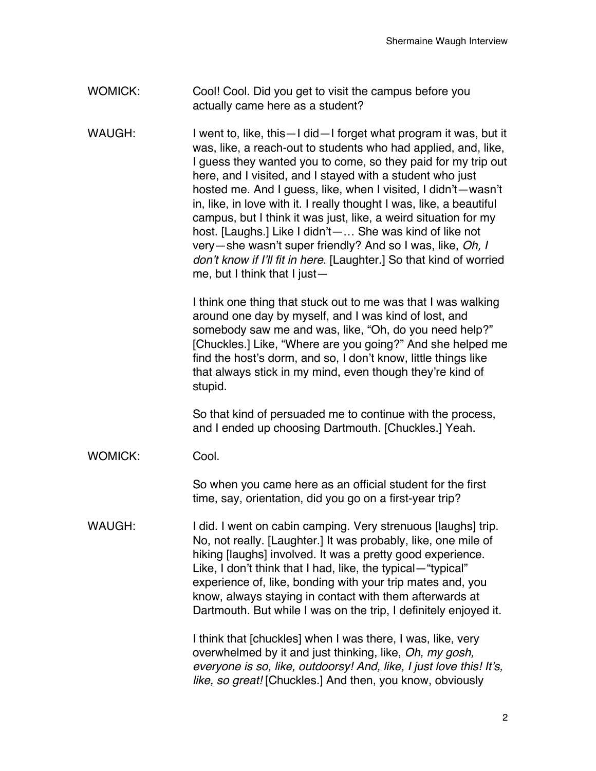WOMICK: Cool! Cool. Did you get to visit the campus before you actually came here as a student?

WAUGH: I went to, like, this—I did—I forget what program it was, but it was, like, a reach-out to students who had applied, and, like, I guess they wanted you to come, so they paid for my trip out here, and I visited, and I stayed with a student who just hosted me. And I guess, like, when I visited, I didn't—wasn't in, like, in love with it. I really thought I was, like, a beautiful campus, but I think it was just, like, a weird situation for my host. [Laughs.] Like I didn't—… She was kind of like not very—she wasn't super friendly? And so I was, like, *Oh, I don't know if I'll fit in here*. [Laughter.] So that kind of worried me, but I think that I just—

I think one thing that stuck out to me was that I was walking around one day by myself, and I was kind of lost, and somebody saw me and was, like, "Oh, do you need help?" [Chuckles.] Like, "Where are you going?" And she helped me find the host's dorm, and so, I don't know, little things like that always stick in my mind, even though they're kind of stupid.

So that kind of persuaded me to continue with the process, and I ended up choosing Dartmouth. [Chuckles.] Yeah.

WOMICK: Cool.

So when you came here as an official student for the first time, say, orientation, did you go on a first-year trip?

WAUGH: I did. I went on cabin camping. Very strenuous [laughs] trip. No, not really. [Laughter.] It was probably, like, one mile of hiking [laughs] involved. It was a pretty good experience. Like, I don't think that I had, like, the typical—"typical" experience of, like, bonding with your trip mates and, you know, always staying in contact with them afterwards at Dartmouth. But while I was on the trip, I definitely enjoyed it.

I think that [chuckles] when I was there, I was, like, very overwhelmed by it and just thinking, like, *Oh, my gosh, everyone is so, like, outdoorsy! And, like, I just love this! It's, like, so great!* [Chuckles.] And then, you know, obviously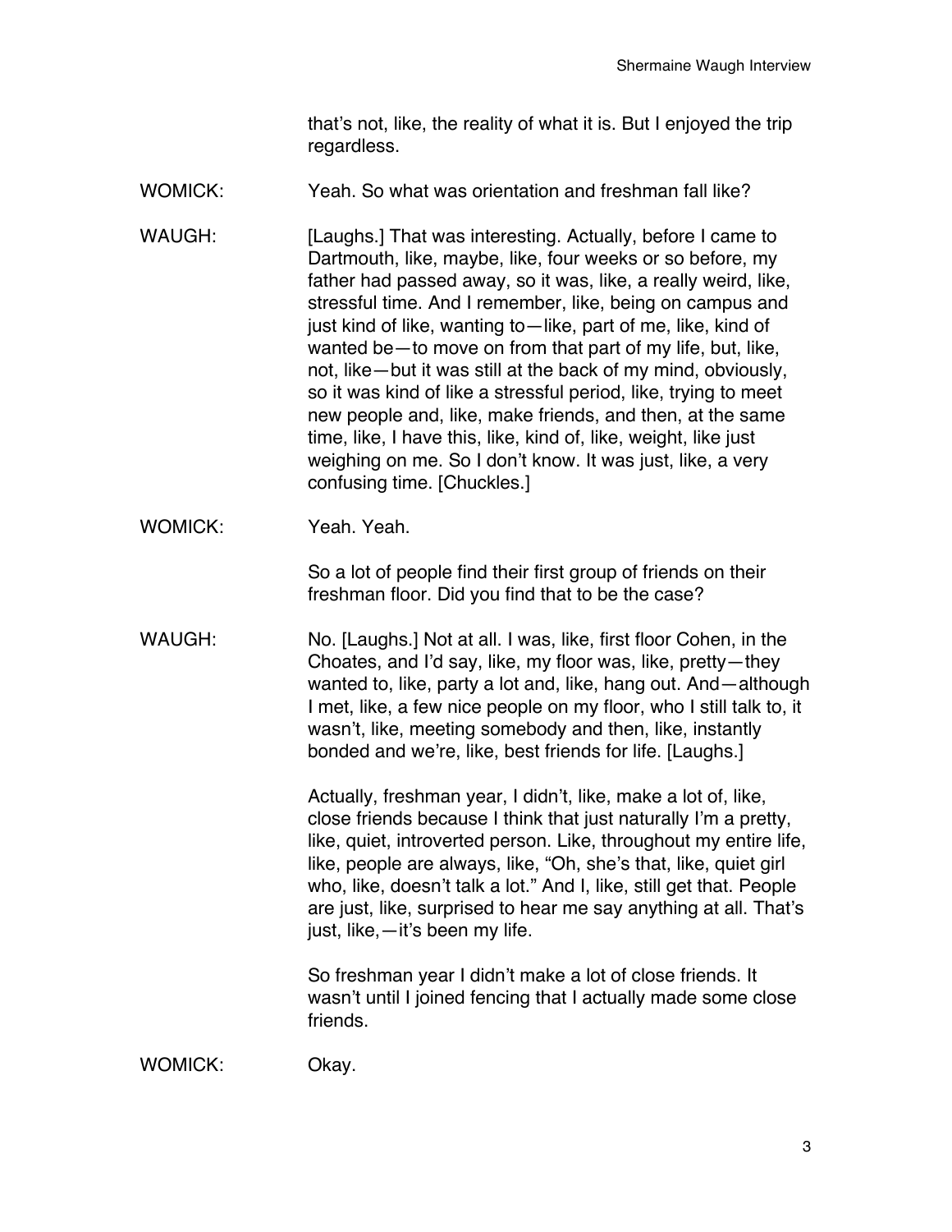that's not, like, the reality of what it is. But I enjoyed the trip regardless.

WOMICK: Yeah. So what was orientation and freshman fall like?

WAUGH: [Laughs.] That was interesting. Actually, before I came to Dartmouth, like, maybe, like, four weeks or so before, my father had passed away, so it was, like, a really weird, like, stressful time. And I remember, like, being on campus and just kind of like, wanting to—like, part of me, like, kind of wanted be—to move on from that part of my life, but, like, not, like—but it was still at the back of my mind, obviously, so it was kind of like a stressful period, like, trying to meet new people and, like, make friends, and then, at the same time, like, I have this, like, kind of, like, weight, like just weighing on me. So I don't know. It was just, like, a very confusing time. [Chuckles.]

WOMICK: Yeah. Yeah.

So a lot of people find their first group of friends on their freshman floor. Did you find that to be the case?

WAUGH: No. [Laughs.] Not at all. I was, like, first floor Cohen, in the Choates, and I'd say, like, my floor was, like, pretty—they wanted to, like, party a lot and, like, hang out. And—although I met, like, a few nice people on my floor, who I still talk to, it wasn't, like, meeting somebody and then, like, instantly bonded and we're, like, best friends for life. [Laughs.]

Actually, freshman year, I didn't, like, make a lot of, like, close friends because I think that just naturally I'm a pretty, like, quiet, introverted person. Like, throughout my entire life, like, people are always, like, "Oh, she's that, like, quiet girl who, like, doesn't talk a lot." And I, like, still get that. People are just, like, surprised to hear me say anything at all. That's just, like,—it's been my life.

So freshman year I didn't make a lot of close friends. It wasn't until I joined fencing that I actually made some close friends.

WOMICK: Okay.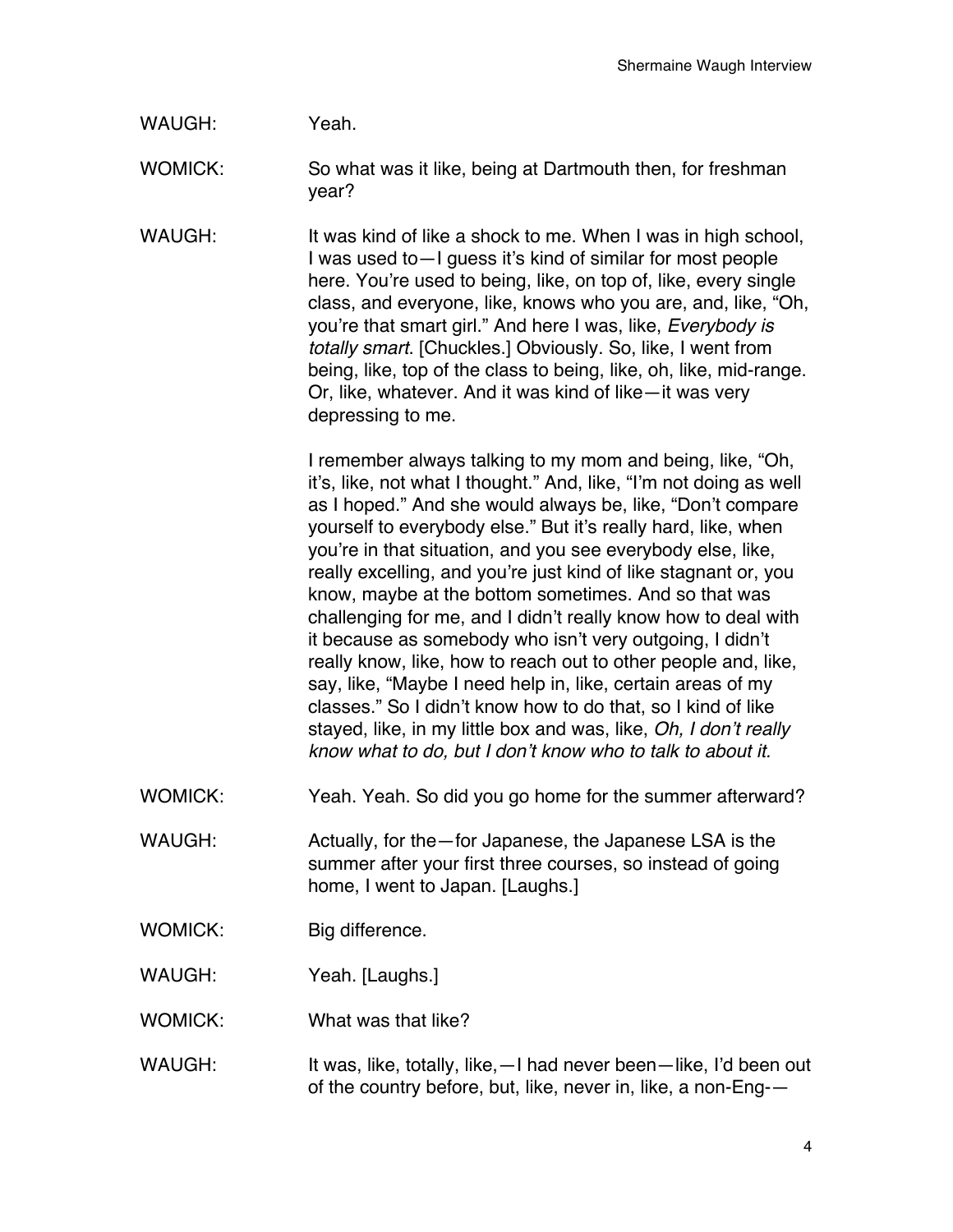WAUGH: Yeah.

WOMICK: So what was it like, being at Dartmouth then, for freshman year?

WAUGH: It was kind of like a shock to me. When I was in high school, I was used to—I guess it's kind of similar for most people here. You're used to being, like, on top of, like, every single class, and everyone, like, knows who you are, and, like, "Oh, you're that smart girl." And here I was, like, *Everybody is totally smart*. [Chuckles.] Obviously. So, like, I went from being, like, top of the class to being, like, oh, like, mid-range. Or, like, whatever. And it was kind of like—it was very depressing to me.

I remember always talking to my mom and being, like, "Oh, it's, like, not what I thought." And, like, "I'm not doing as well as I hoped." And she would always be, like, "Don't compare yourself to everybody else." But it's really hard, like, when you're in that situation, and you see everybody else, like, really excelling, and you're just kind of like stagnant or, you know, maybe at the bottom sometimes. And so that was challenging for me, and I didn't really know how to deal with it because as somebody who isn't very outgoing, I didn't really know, like, how to reach out to other people and, like, say, like, "Maybe I need help in, like, certain areas of my classes." So I didn't know how to do that, so I kind of like stayed, like, in my little box and was, like, *Oh, I don't really know what to do, but I don't know who to talk to about it.*

WOMICK: Yeah. Yeah. So did you go home for the summer afterward?

WAUGH: Actually, for the—for Japanese, the Japanese LSA is the summer after your first three courses, so instead of going home, I went to Japan. [Laughs.]

WOMICK: Big difference.

WAUGH: Yeah. [Laughs.]

WOMICK: What was that like?

WAUGH: It was, like, totally, like,—I had never been—like, I'd been out of the country before, but, like, never in, like, a non-Eng-—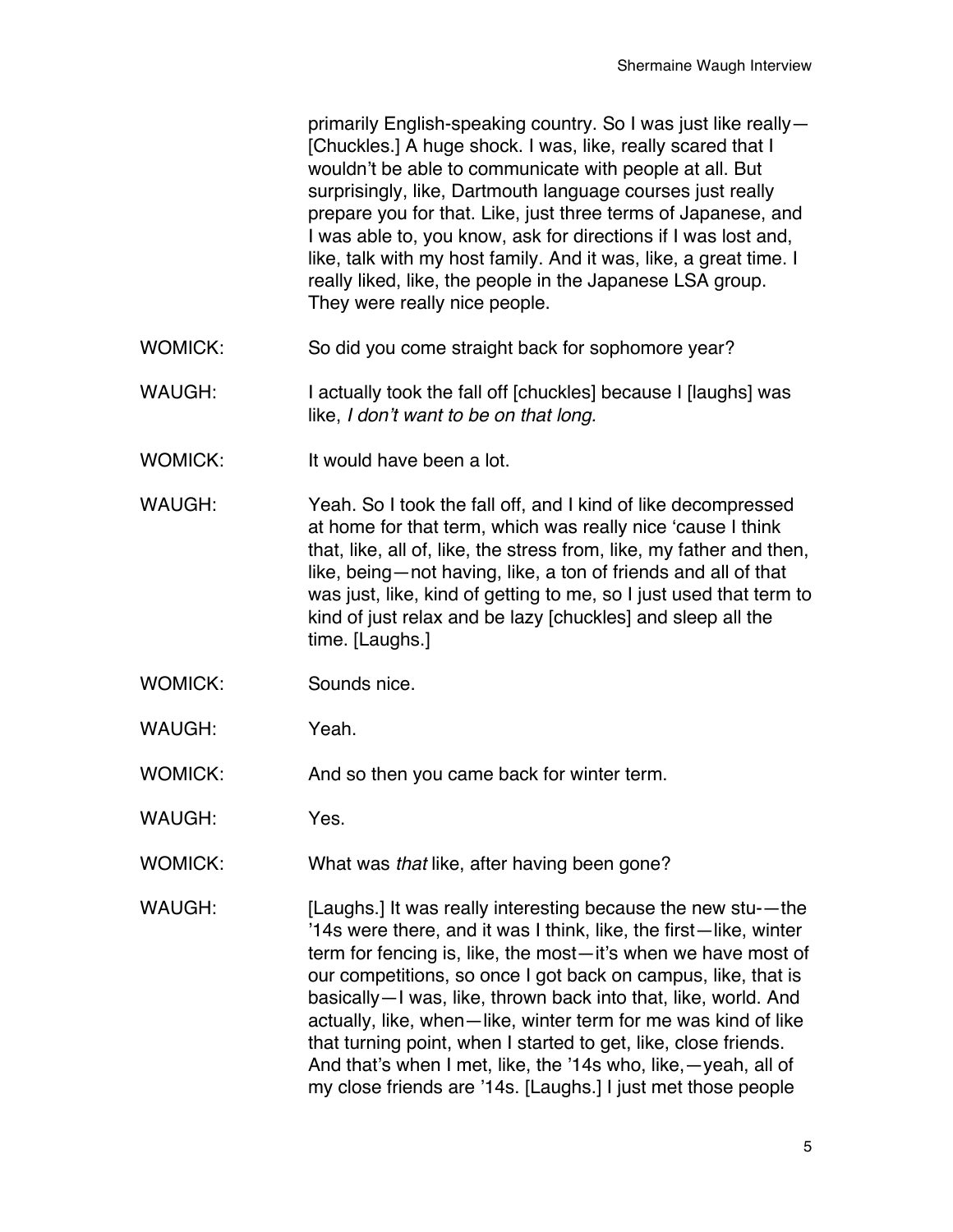primarily English-speaking country. So I was just like really—[Chuckles.] A huge shock. I was, like, really scared that I wouldn't be able to communicate with people at all. But surprisingly, like, Dartmouth language courses just really prepare you for that. Like, just three terms of Japanese, and I was able to, you know, ask for directions if I was lost and, like, talk with my host family. And it was, like, a great time. I really liked, like, the people in the Japanese LSA group. They were really nice people.

WOMICK: So did you come straight back for sophomore year?

WAUGH: I actually took the fall off [chuckles] because I [laughs] was like, *I don't want to be on that long.*

WOMICK: It would have been a lot.

WAUGH: Yeah. So I took the fall off, and I kind of like decompressed at home for that term, which was really nice 'cause I think that, like, all of, like, the stress from, like, my father and then, like, being—not having, like, a ton of friends and all of that was just, like, kind of getting to me, so I just used that term to kind of just relax and be lazy [chuckles] and sleep all the time. [Laughs.]

WOMICK: Sounds nice.

WAUGH: Yeah.

WOMICK: And so then you came back for winter term.

WAUGH: Yes.

WOMICK: What was *that* like, after having been gone?

WAUGH: [Laughs.] It was really interesting because the new stu-—the '14s were there, and it was I think, like, the first—like, winter term for fencing is, like, the most—it's when we have most of our competitions, so once I got back on campus, like, that is basically—I was, like, thrown back into that, like, world. And actually, like, when—like, winter term for me was kind of like that turning point, when I started to get, like, close friends. And that's when I met, like, the '14s who, like,—yeah, all of my close friends are '14s. [Laughs.] I just met those people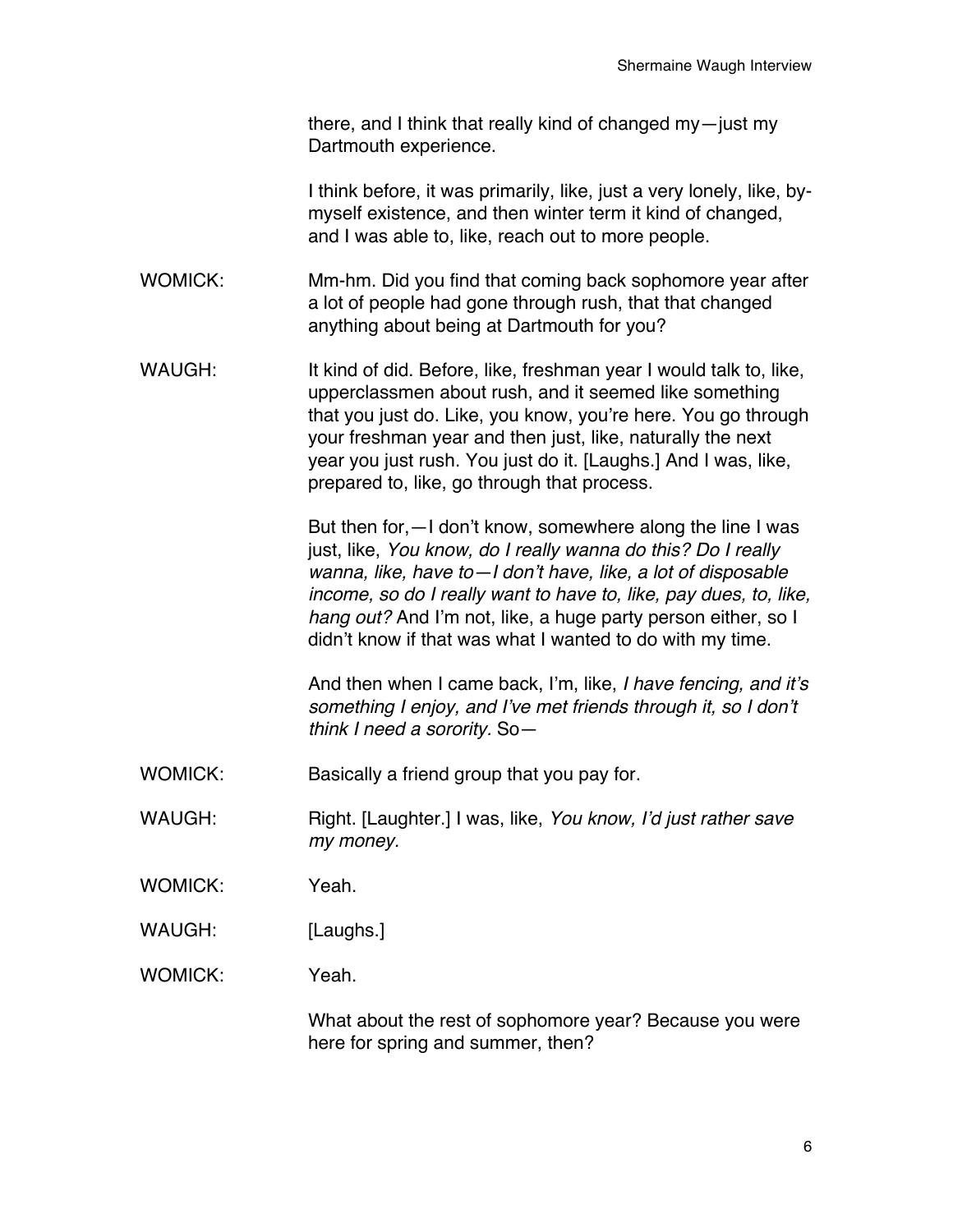there, and I think that really kind of changed my—just my Dartmouth experience.

I think before, it was primarily, like, just a very lonely, like, by-myself existence, and then winter term it kind of changed, and I was able to, like, reach out to more people.

WOMICK: Mm-hm. Did you find that coming back sophomore year after a lot of people had gone through rush, that that changed anything about being at Dartmouth for you?

WAUGH: It kind of did. Before, like, freshman year I would talk to, like, upperclassmen about rush, and it seemed like something that you just do. Like, you know, you're here. You go through your freshman year and then just, like, naturally the next year you just rush. You just do it. [Laughs.] And I was, like, prepared to, like, go through that process.

But then for,—I don't know, somewhere along the line I was just, like, *You know, do I really wanna do this? Do I really wanna, like, have to—I don't have, like, a lot of disposable income, so do I really want to have to, like, pay dues, to, like, hang out?* And I'm not, like, a huge party person either, so I didn't know if that was what I wanted to do with my time.

And then when I came back, I'm, like, *I have fencing, and it's something I enjoy, and I've met friends through it, so I don't think I need a sorority.* So—

WOMICK: Basically a friend group that you pay for.

WAUGH: Right. [Laughter.] I was, like, *You know, I'd just rather save my money.*

WOMICK: Yeah.

WAUGH: [Laughs.]

WOMICK: Yeah.

What about the rest of sophomore year? Because you were here for spring and summer, then?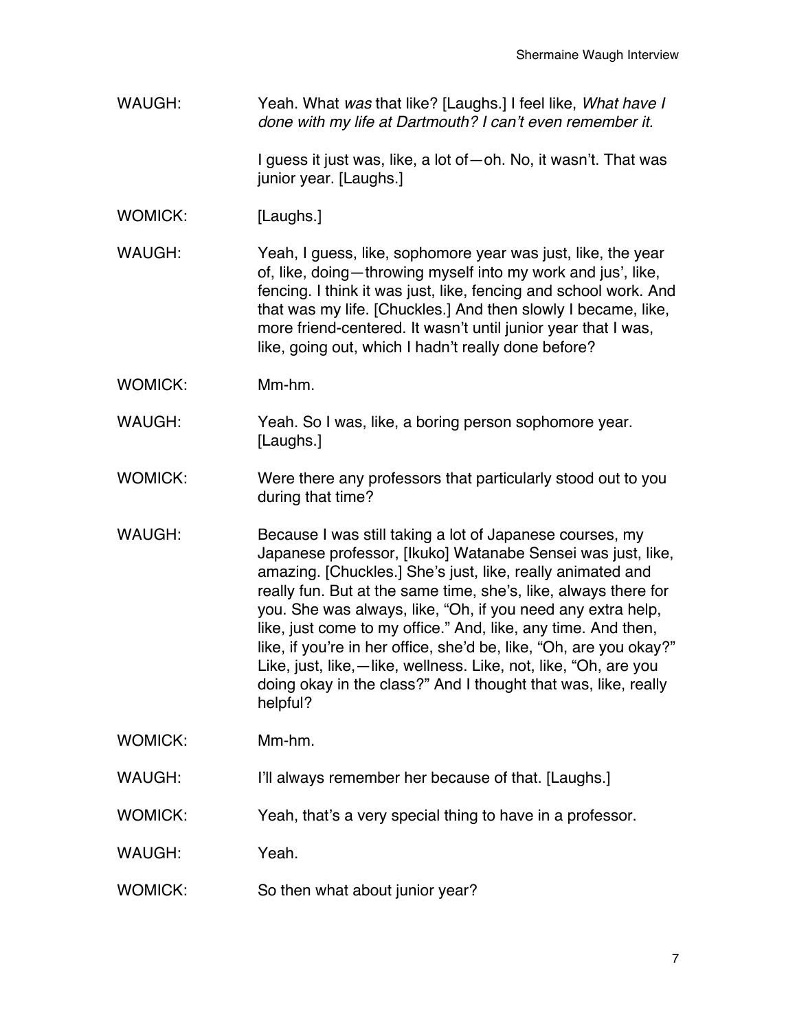WAUGH: Yeah. What *was* that like? [Laughs.] I feel like, *What have I done with my life at Dartmouth? I can't even remember it.*

I guess it just was, like, a lot of—oh. No, it wasn't. That was junior year. [Laughs.]

WOMICK: [Laughs.]

WAUGH: Yeah, I guess, like, sophomore year was just, like, the year of, like, doing—throwing myself into my work and jus', like, fencing. I think it was just, like, fencing and school work. And that was my life. [Chuckles.] And then slowly I became, like, more friend-centered. It wasn't until junior year that I was, like, going out, which I hadn't really done before?

WOMICK: Mm-hm.

WAUGH: Yeah. So I was, like, a boring person sophomore year. [Laughs.]

WOMICK: Were there any professors that particularly stood out to you during that time?

WAUGH: Because I was still taking a lot of Japanese courses, my Japanese professor, [Ikuko] Watanabe Sensei was just, like, amazing. [Chuckles.] She's just, like, really animated and really fun. But at the same time, she's, like, always there for you. She was always, like, "Oh, if you need any extra help, like, just come to my office." And, like, any time. And then, like, if you're in her office, she'd be, like, "Oh, are you okay?" Like, just, like,—like, wellness. Like, not, like, "Oh, are you doing okay in the class?" And I thought that was, like, really helpful?

WOMICK: Mm-hm.

WAUGH: I'll always remember her because of that. [Laughs.]

WOMICK: Yeah, that's a very special thing to have in a professor.

WAUGH: Yeah.

WOMICK: So then what about junior year?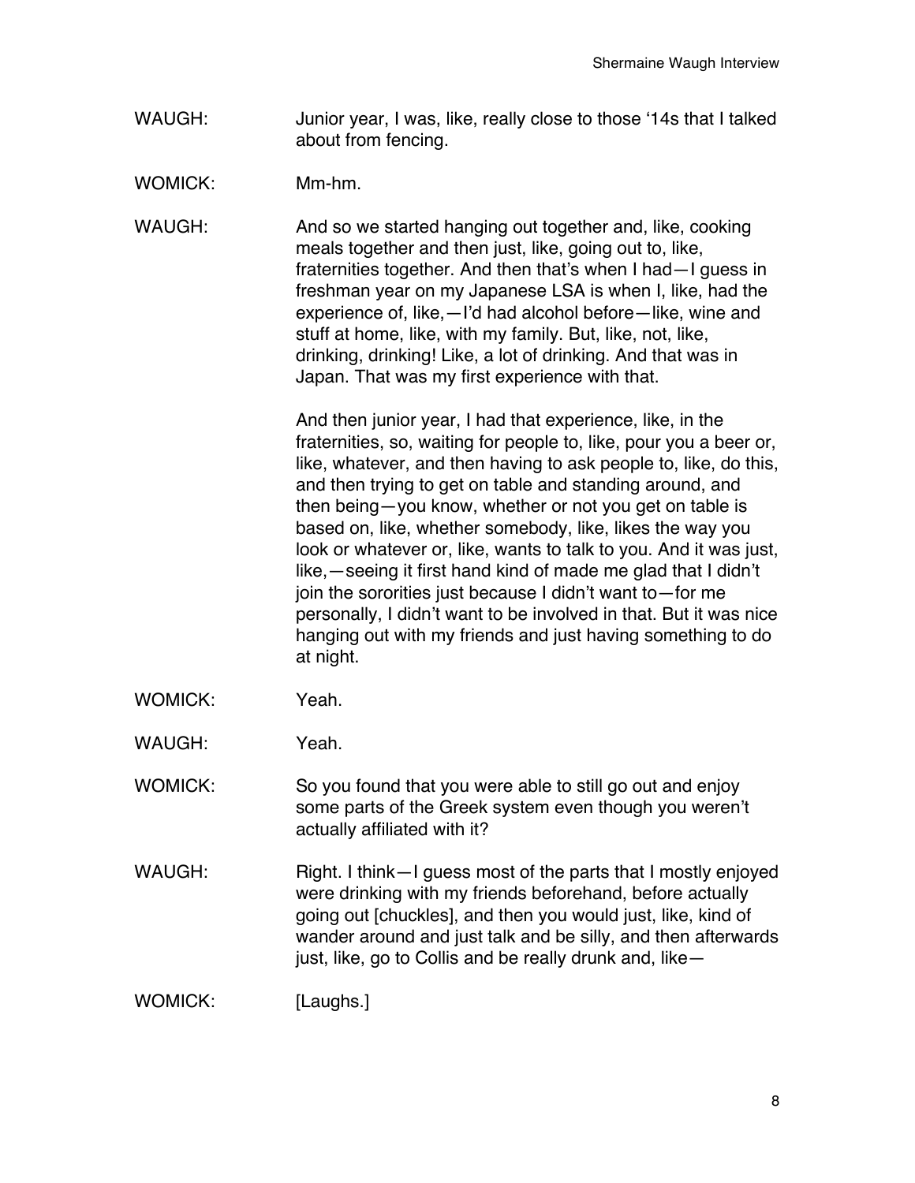WAUGH: Junior year, I was, like, really close to those '14s that I talked about from fencing.

WOMICK: Mm-hm.

WAUGH: And so we started hanging out together and, like, cooking meals together and then just, like, going out to, like, fraternities together. And then that's when I had—I guess in freshman year on my Japanese LSA is when I, like, had the experience of, like,—I'd had alcohol before—like, wine and stuff at home, like, with my family. But, like, not, like, drinking, drinking! Like, a lot of drinking. And that was in Japan. That was my first experience with that.

And then junior year, I had that experience, like, in the fraternities, so, waiting for people to, like, pour you a beer or, like, whatever, and then having to ask people to, like, do this, and then trying to get on table and standing around, and then being—you know, whether or not you get on table is based on, like, whether somebody, like, likes the way you look or whatever or, like, wants to talk to you. And it was just, like,—seeing it first hand kind of made me glad that I didn't join the sororities just because I didn't want to—for me personally, I didn't want to be involved in that. But it was nice hanging out with my friends and just having something to do at night.

WOMICK: Yeah.

WAUGH: Yeah.

WOMICK: So you found that you were able to still go out and enjoy some parts of the Greek system even though you weren't actually affiliated with it?

WAUGH: Right. I think—I guess most of the parts that I mostly enjoyed were drinking with my friends beforehand, before actually going out [chuckles], and then you would just, like, kind of wander around and just talk and be silly, and then afterwards just, like, go to Collis and be really drunk and, like—

WOMICK: [Laughs.]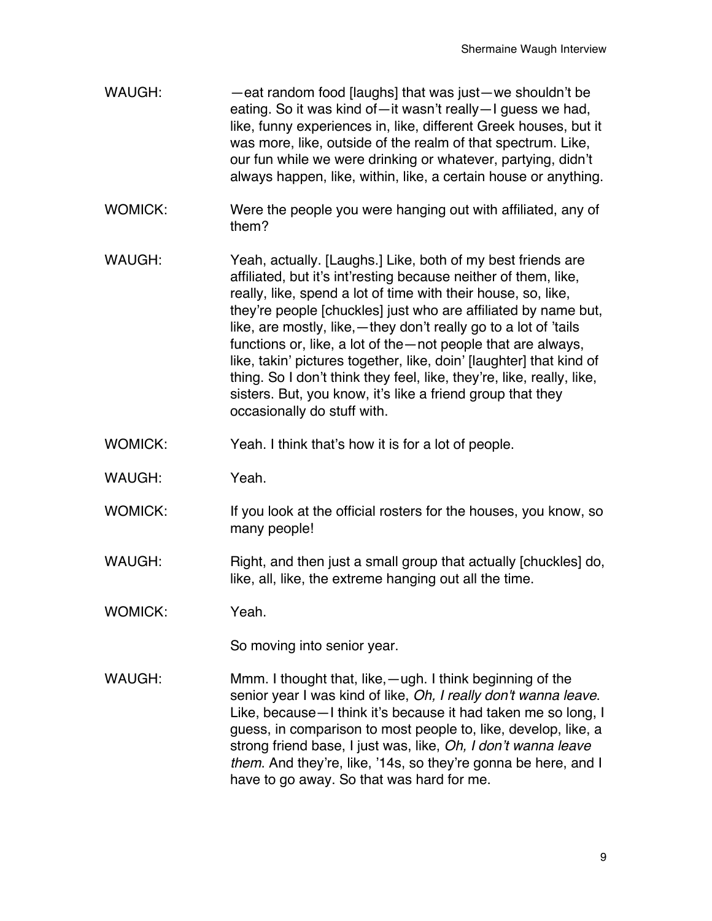WAUGH: —eat random food [laughs] that was just—we shouldn't be eating. So it was kind of—it wasn't really—I guess we had, like, funny experiences in, like, different Greek houses, but it was more, like, outside of the realm of that spectrum. Like, our fun while we were drinking or whatever, partying, didn't always happen, like, within, like, a certain house or anything.

WOMICK: Were the people you were hanging out with affiliated, any of them?

WAUGH: Yeah, actually. [Laughs.] Like, both of my best friends are affiliated, but it's int'resting because neither of them, like, really, like, spend a lot of time with their house, so, like, they're people [chuckles] just who are affiliated by name but, like, are mostly, like,—they don't really go to a lot of 'tails functions or, like, a lot of the—not people that are always, like, takin' pictures together, like, doin' [laughter] that kind of thing. So I don't think they feel, like, they're, like, really, like, sisters. But, you know, it's like a friend group that they occasionally do stuff with.

WOMICK: Yeah. I think that's how it is for a lot of people.

WAUGH: Yeah.

WOMICK: If you look at the official rosters for the houses, you know, so many people!

WAUGH: Right, and then just a small group that actually [chuckles] do, like, all, like, the extreme hanging out all the time.

WOMICK: Yeah.

So moving into senior year.

WAUGH: Mmm. I thought that, like,—ugh. I think beginning of the senior year I was kind of like, *Oh, I really don't wanna leave*. Like, because—I think it's because it had taken me so long, I guess, in comparison to most people to, like, develop, like, a strong friend base, I just was, like, *Oh, I don't wanna leave them*. And they're, like, '14s, so they're gonna be here, and I have to go away. So that was hard for me.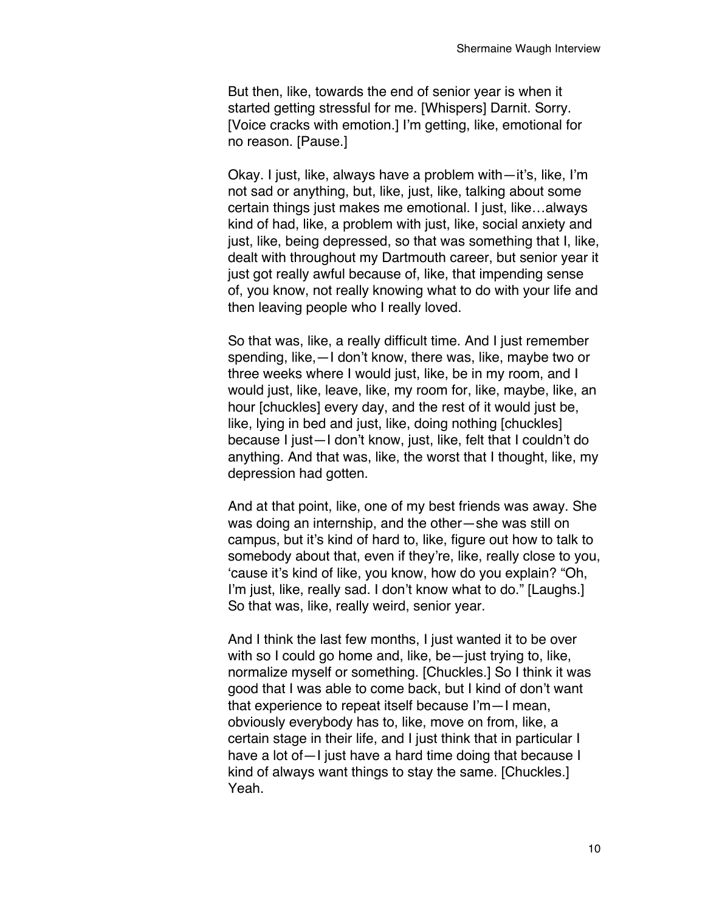But then, like, towards the end of senior year is when it started getting stressful for me. [Whispers] Darnit. Sorry. [Voice cracks with emotion.] I'm getting, like, emotional for no reason. [Pause.]

Okay. I just, like, always have a problem with—it's, like, I'm not sad or anything, but, like, just, like, talking about some certain things just makes me emotional. I just, like…always kind of had, like, a problem with just, like, social anxiety and just, like, being depressed, so that was something that I, like, dealt with throughout my Dartmouth career, but senior year it just got really awful because of, like, that impending sense of, you know, not really knowing what to do with your life and then leaving people who I really loved.

So that was, like, a really difficult time. And I just remember spending, like,—I don't know, there was, like, maybe two or three weeks where I would just, like, be in my room, and I would just, like, leave, like, my room for, like, maybe, like, an hour [chuckles] every day, and the rest of it would just be, like, lying in bed and just, like, doing nothing [chuckles] because I just—I don't know, just, like, felt that I couldn't do anything. And that was, like, the worst that I thought, like, my depression had gotten.

And at that point, like, one of my best friends was away. She was doing an internship, and the other—she was still on campus, but it's kind of hard to, like, figure out how to talk to somebody about that, even if they're, like, really close to you, 'cause it's kind of like, you know, how do you explain? "Oh, I'm just, like, really sad. I don't know what to do." [Laughs.] So that was, like, really weird, senior year.

And I think the last few months, I just wanted it to be over with so I could go home and, like, be—just trying to, like, normalize myself or something. [Chuckles.] So I think it was good that I was able to come back, but I kind of don't want that experience to repeat itself because I'm—I mean, obviously everybody has to, like, move on from, like, a certain stage in their life, and I just think that in particular I have a lot of—I just have a hard time doing that because I kind of always want things to stay the same. [Chuckles.] Yeah.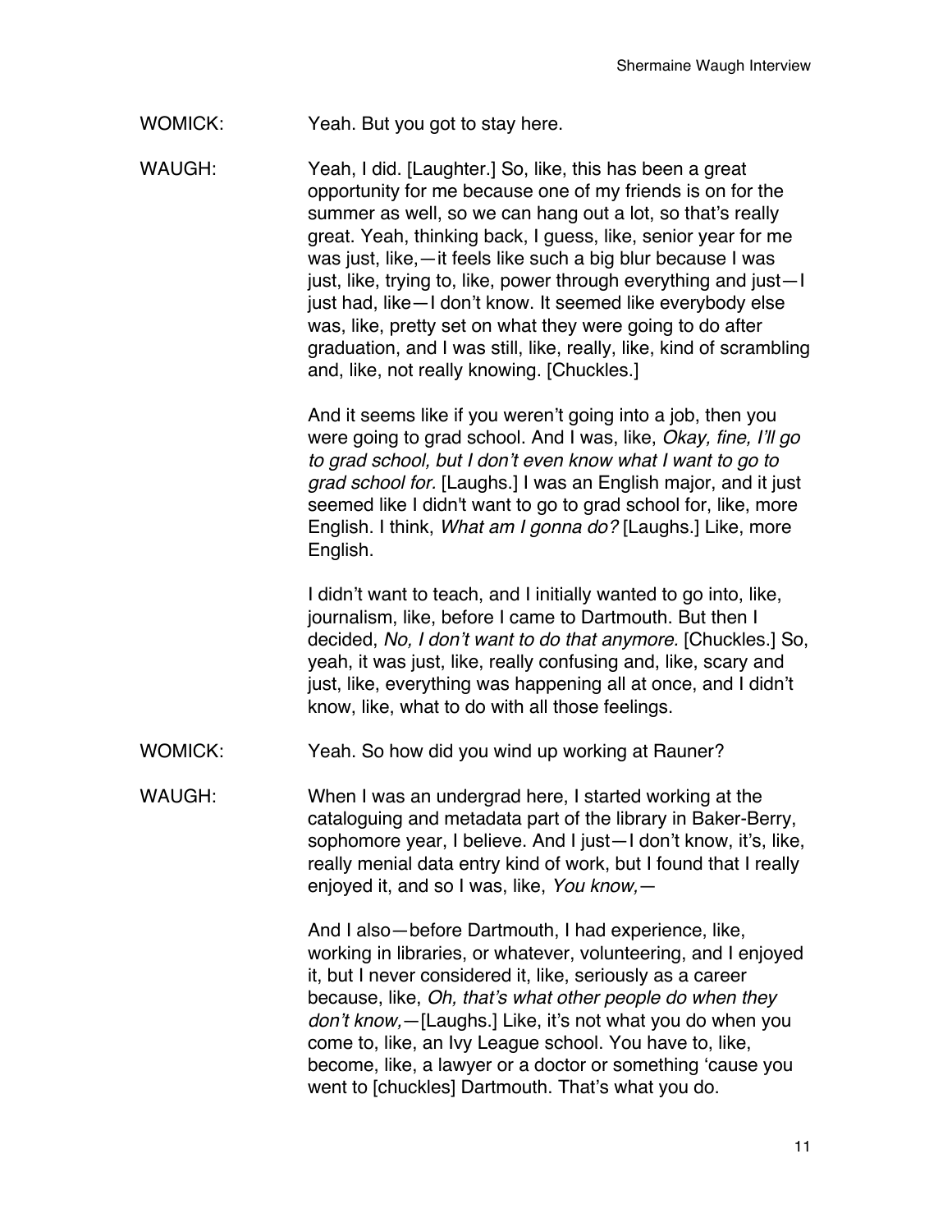WOMICK: Yeah. But you got to stay here.

WAUGH: Yeah, I did. [Laughter.] So, like, this has been a great opportunity for me because one of my friends is on for the summer as well, so we can hang out a lot, so that's really great. Yeah, thinking back, I guess, like, senior year for me was just, like,—it feels like such a big blur because I was just, like, trying to, like, power through everything and just—I just had, like—I don't know. It seemed like everybody else was, like, pretty set on what they were going to do after graduation, and I was still, like, really, like, kind of scrambling and, like, not really knowing. [Chuckles.]

And it seems like if you weren't going into a job, then you were going to grad school. And I was, like, *Okay, fine, I'll go to grad school, but I don't even know what I want to go to grad school for.* [Laughs.] I was an English major, and it just seemed like I didn't want to go to grad school for, like, more English. I think, *What am I gonna do?* [Laughs.] Like, more English.

I didn't want to teach, and I initially wanted to go into, like, journalism, like, before I came to Dartmouth. But then I decided, *No, I don't want to do that anymore.* [Chuckles.] So, yeah, it was just, like, really confusing and, like, scary and just, like, everything was happening all at once, and I didn't know, like, what to do with all those feelings.

WOMICK: Yeah. So how did you wind up working at Rauner?

WAUGH: When I was an undergrad here, I started working at the cataloguing and metadata part of the library in Baker-Berry, sophomore year, I believe. And I just—I don't know, it's, like, really menial data entry kind of work, but I found that I really enjoyed it, and so I was, like, *You know,—*

And I also—before Dartmouth, I had experience, like, working in libraries, or whatever, volunteering, and I enjoyed it, but I never considered it, like, seriously as a career because, like, *Oh, that's what other people do when they don't know,—*[Laughs.] Like, it's not what you do when you come to, like, an Ivy League school. You have to, like, become, like, a lawyer or a doctor or something 'cause you went to [chuckles] Dartmouth. That's what you do.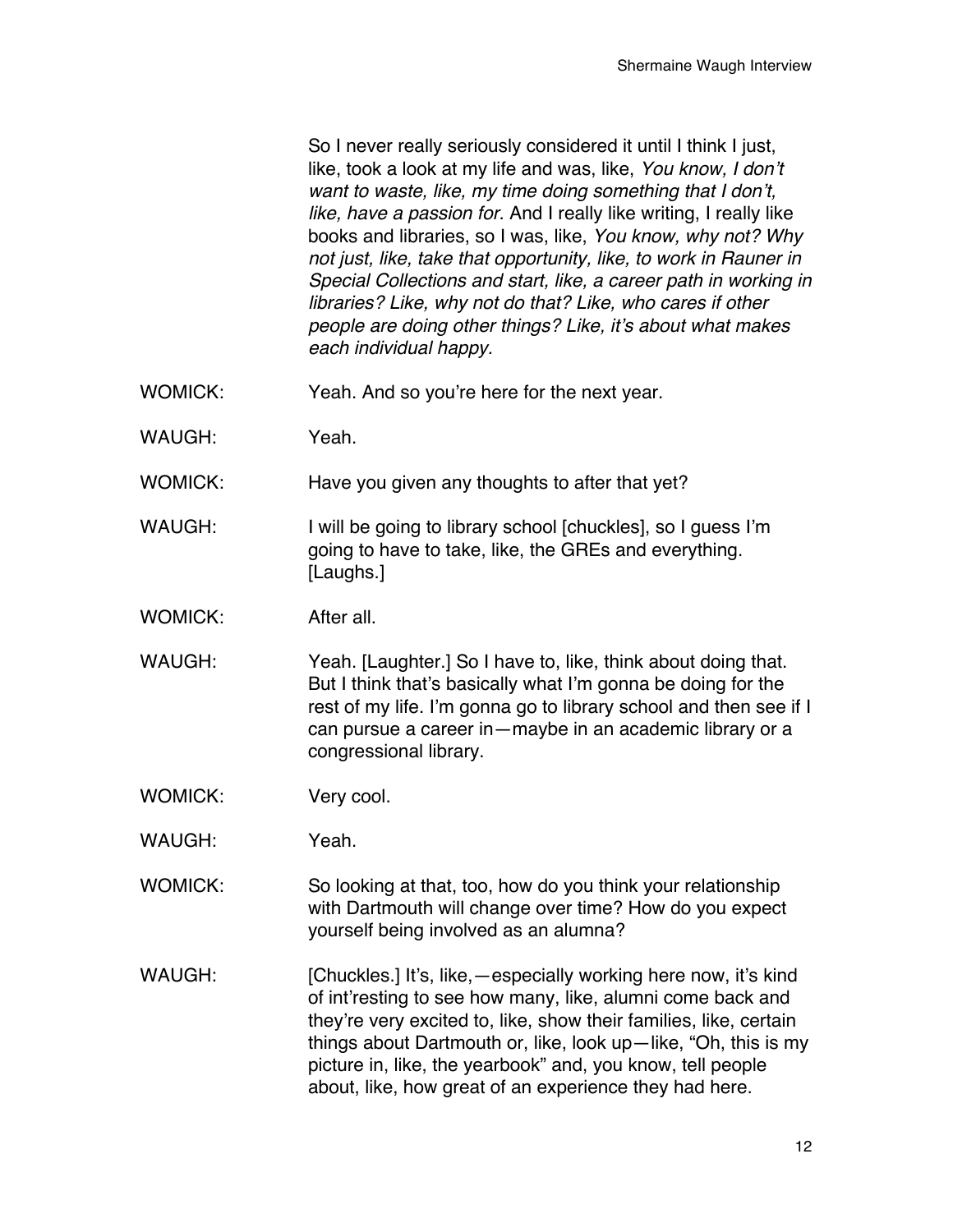So I never really seriously considered it until I think I just, like, took a look at my life and was, like, *You know, I don't want to waste, like, my time doing something that I don't, like, have a passion for.* And I really like writing, I really like books and libraries, so I was, like, *You know, why not? Why not just, like, take that opportunity, like, to work in Rauner in Special Collections and start, like, a career path in working in libraries? Like, why not do that? Like, who cares if other people are doing other things? Like, it's about what makes each individual happy.*

WOMICK: Yeah. And so you're here for the next year.

WAUGH: Yeah.

WOMICK: Have you given any thoughts to after that yet?

WAUGH: I will be going to library school [chuckles], so I guess I'm going to have to take, like, the GREs and everything. [Laughs.]

WOMICK: After all.

WAUGH: Yeah. [Laughter.] So I have to, like, think about doing that. But I think that's basically what I'm gonna be doing for the rest of my life. I'm gonna go to library school and then see if I can pursue a career in—maybe in an academic library or a congressional library.

WOMICK: Very cool.

WAUGH: Yeah.

WOMICK: So looking at that, too, how do you think your relationship with Dartmouth will change over time? How do you expect yourself being involved as an alumna?

WAUGH: [Chuckles.] It's, like,—especially working here now, it's kind of int'resting to see how many, like, alumni come back and they're very excited to, like, show their families, like, certain things about Dartmouth or, like, look up—like, "Oh, this is my picture in, like, the yearbook" and, you know, tell people about, like, how great of an experience they had here.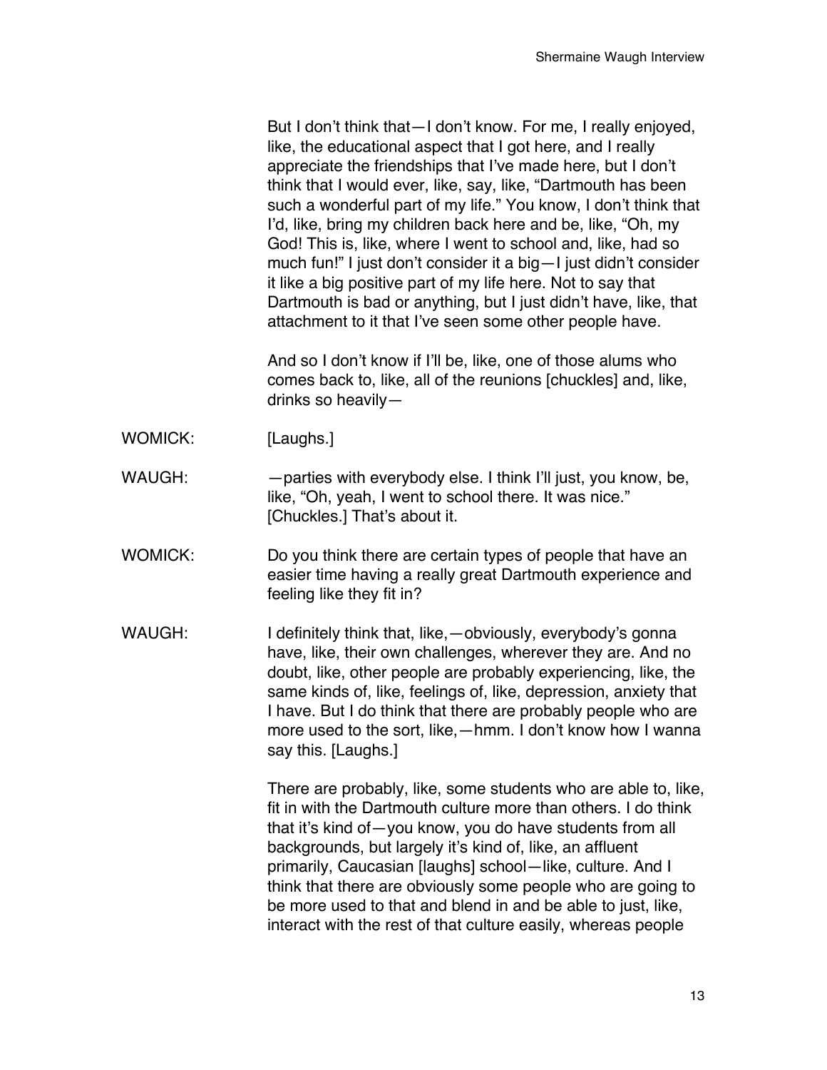But I don't think that—I don't know. For me, I really enjoyed, like, the educational aspect that I got here, and I really appreciate the friendships that I've made here, but I don't think that I would ever, like, say, like, "Dartmouth has been such a wonderful part of my life." You know, I don't think that I'd, like, bring my children back here and be, like, "Oh, my God! This is, like, where I went to school and, like, had so much fun!" I just don't consider it a big—I just didn't consider it like a big positive part of my life here. Not to say that Dartmouth is bad or anything, but I just didn't have, like, that attachment to it that I've seen some other people have.

And so I don't know if I'll be, like, one of those alums who comes back to, like, all of the reunions [chuckles] and, like, drinks so heavily—

WOMICK: [Laughs.]

WAUGH: —parties with everybody else. I think I'll just, you know, be, like, "Oh, yeah, I went to school there. It was nice." [Chuckles.] That's about it.

WOMICK: Do you think there are certain types of people that have an easier time having a really great Dartmouth experience and feeling like they fit in?

WAUGH: I definitely think that, like,—obviously, everybody's gonna have, like, their own challenges, wherever they are. And no doubt, like, other people are probably experiencing, like, the same kinds of, like, feelings of, like, depression, anxiety that I have. But I do think that there are probably people who are more used to the sort, like,—hmm. I don't know how I wanna say this. [Laughs.]

There are probably, like, some students who are able to, like, fit in with the Dartmouth culture more than others. I do think that it's kind of—you know, you do have students from all backgrounds, but largely it's kind of, like, an affluent primarily, Caucasian [laughs] school—like, culture. And I think that there are obviously some people who are going to be more used to that and blend in and be able to just, like, interact with the rest of that culture easily, whereas people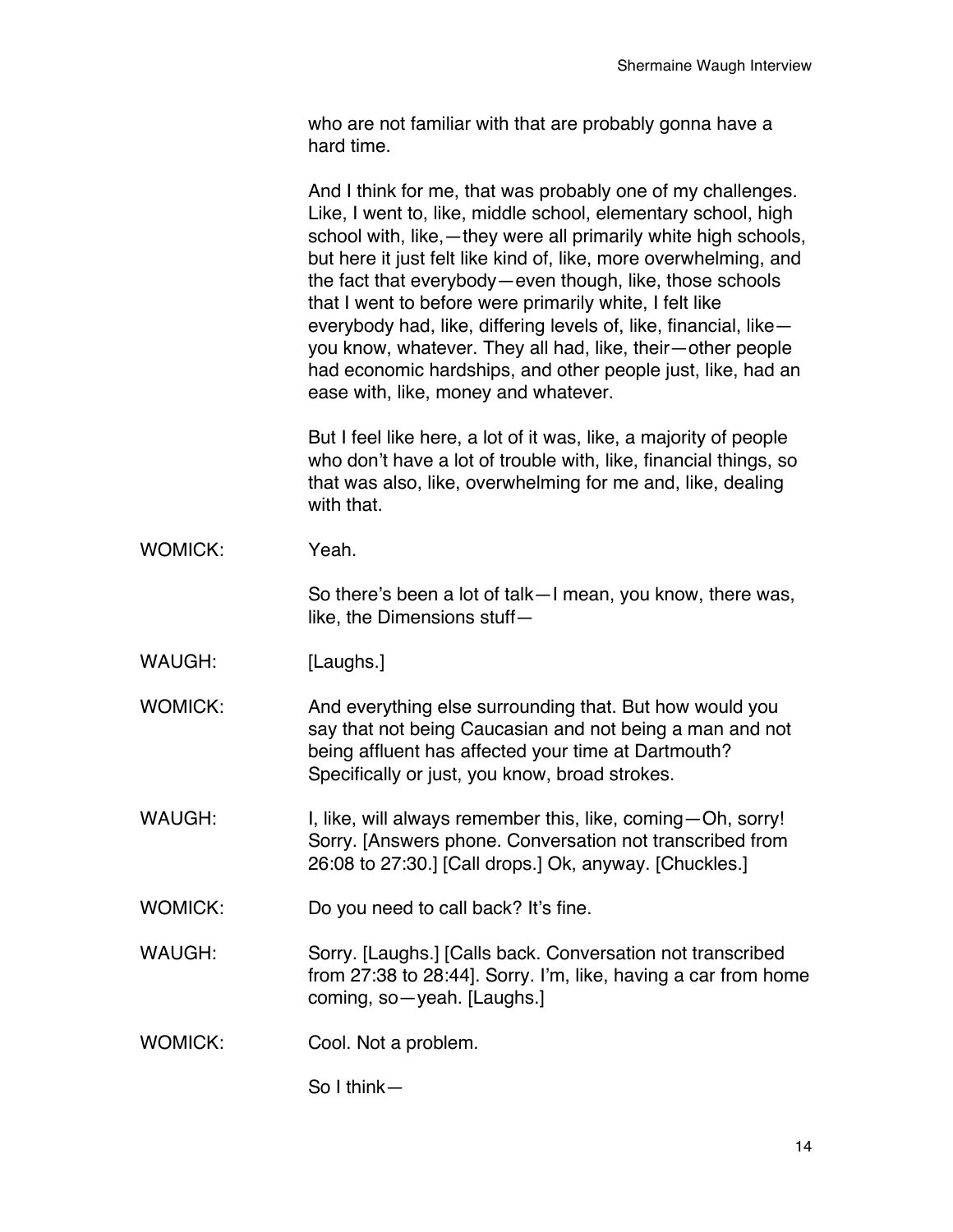who are not familiar with that are probably gonna have a hard time.

And I think for me, that was probably one of my challenges. Like, I went to, like, middle school, elementary school, high school with, like,—they were all primarily white high schools, but here it just felt like kind of, like, more overwhelming, and the fact that everybody—even though, like, those schools that I went to before were primarily white, I felt like everybody had, like, differing levels of, like, financial, like—you know, whatever. They all had, like, their—other people had economic hardships, and other people just, like, had an ease with, like, money and whatever.

But I feel like here, a lot of it was, like, a majority of people who don't have a lot of trouble with, like, financial things, so that was also, like, overwhelming for me and, like, dealing with that.

WOMICK: Yeah.

So there's been a lot of talk—I mean, you know, there was, like, the Dimensions stuff—

WAUGH: [Laughs.]

WOMICK: And everything else surrounding that. But how would you say that not being Caucasian and not being a man and not being affluent has affected your time at Dartmouth? Specifically or just, you know, broad strokes.

WAUGH: I, like, will always remember this, like, coming—Oh, sorry! Sorry. [Answers phone. Conversation not transcribed from 26:08 to 27:30.] [Call drops.] Ok, anyway. [Chuckles.]

WOMICK: Do you need to call back? It's fine.

WAUGH: Sorry. [Laughs.] [Calls back. Conversation not transcribed from 27:38 to 28:44]. Sorry. I'm, like, having a car from home coming, so—yeah. [Laughs.]

WOMICK: Cool. Not a problem.

So I think—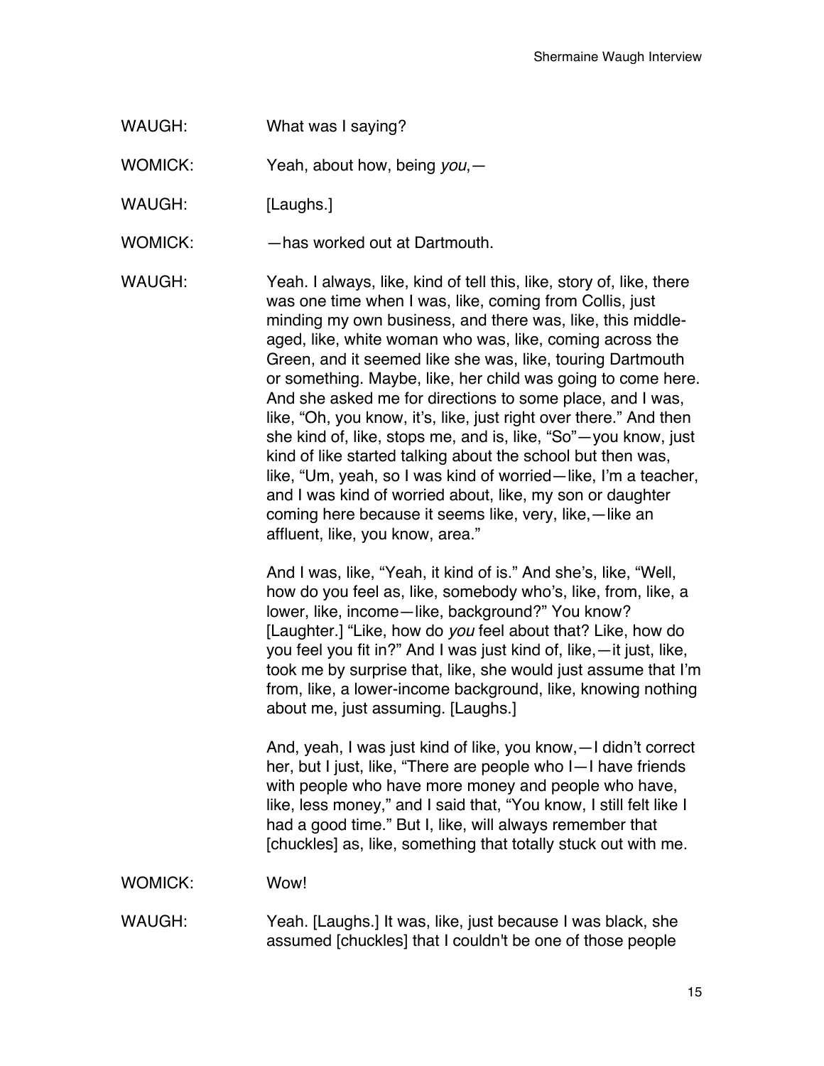WAUGH: What was I saying?

WOMICK: Yeah, about how, being *you*,—

WAUGH: [Laughs.]

WOMICK: —has worked out at Dartmouth.

WAUGH: Yeah. I always, like, kind of tell this, like, story of, like, there was one time when I was, like, coming from Collis, just minding my own business, and there was, like, this middle-aged, like, white woman who was, like, coming across the Green, and it seemed like she was, like, touring Dartmouth or something. Maybe, like, her child was going to come here. And she asked me for directions to some place, and I was, like, "Oh, you know, it's, like, just right over there." And then she kind of, like, stops me, and is, like, "So"—you know, just kind of like started talking about the school but then was, like, "Um, yeah, so I was kind of worried—like, I'm a teacher, and I was kind of worried about, like, my son or daughter coming here because it seems like, very, like,—like an affluent, like, you know, area."

And I was, like, "Yeah, it kind of is." And she's, like, "Well, how do you feel as, like, somebody who's, like, from, like, a lower, like, income—like, background?" You know? [Laughter.] "Like, how do *you* feel about that? Like, how do you feel you fit in?" And I was just kind of, like,—it just, like, took me by surprise that, like, she would just assume that I'm from, like, a lower-income background, like, knowing nothing about me, just assuming. [Laughs.]

And, yeah, I was just kind of like, you know,—I didn't correct her, but I just, like, "There are people who I—I have friends with people who have more money and people who have, like, less money," and I said that, "You know, I still felt like I had a good time." But I, like, will always remember that [chuckles] as, like, something that totally stuck out with me.

WOMICK: Wow!

WAUGH: Yeah. [Laughs.] It was, like, just because I was black, she assumed [chuckles] that I couldn't be one of those people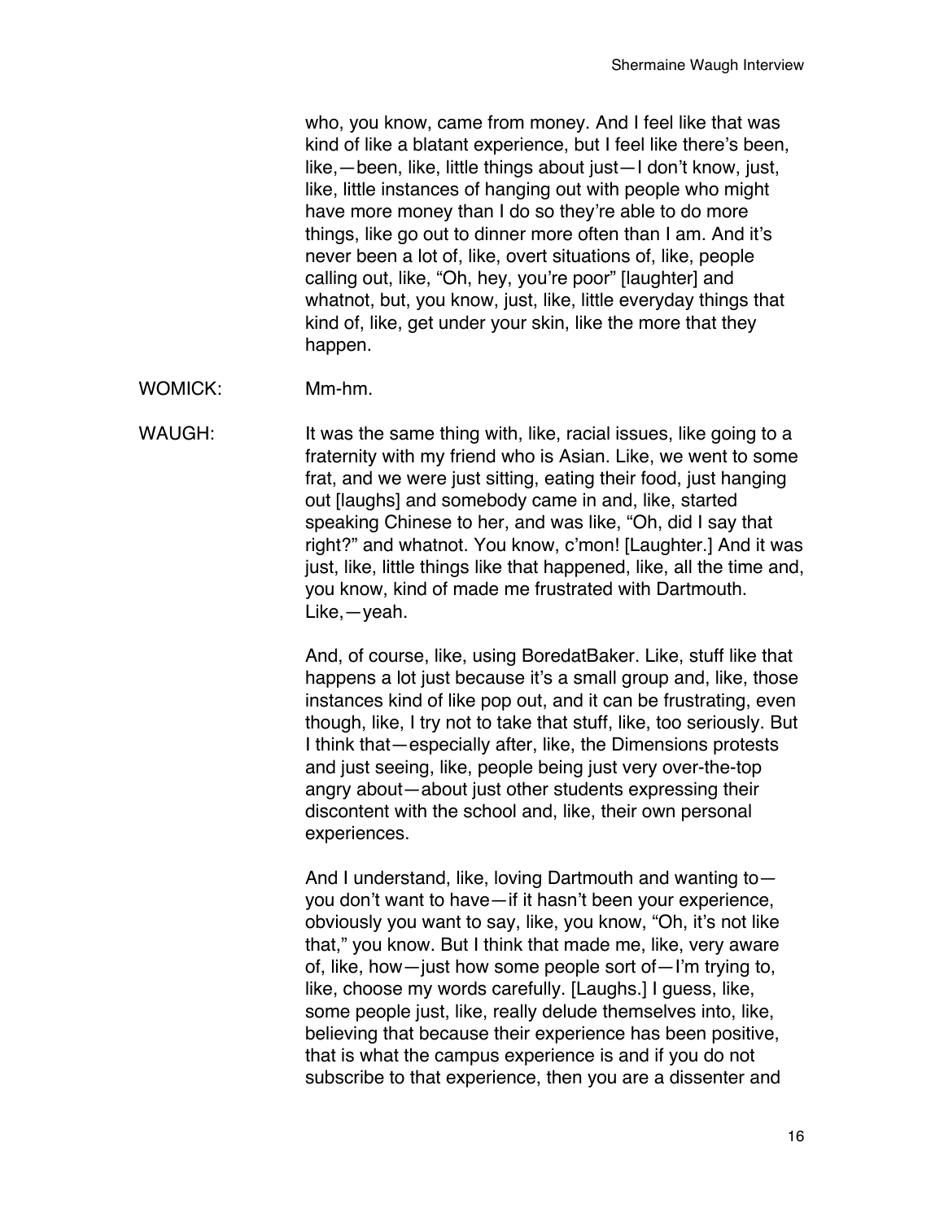who, you know, came from money. And I feel like that was kind of like a blatant experience, but I feel like there's been, like,—been, like, little things about just—I don't know, just, like, little instances of hanging out with people who might have more money than I do so they're able to do more things, like go out to dinner more often than I am. And it's never been a lot of, like, overt situations of, like, people calling out, like, "Oh, hey, you're poor" [laughter] and whatnot, but, you know, just, like, little everyday things that kind of, like, get under your skin, like the more that they happen.

WOMICK: Mm-hm.

WAUGH: It was the same thing with, like, racial issues, like going to a fraternity with my friend who is Asian. Like, we went to some frat, and we were just sitting, eating their food, just hanging out [laughs] and somebody came in and, like, started speaking Chinese to her, and was like, "Oh, did I say that right?" and whatnot. You know, c'mon! [Laughter.] And it was just, like, little things like that happened, like, all the time and, you know, kind of made me frustrated with Dartmouth. Like,—yeah.

And, of course, like, using BoredatBaker. Like, stuff like that happens a lot just because it's a small group and, like, those instances kind of like pop out, and it can be frustrating, even though, like, I try not to take that stuff, like, too seriously. But I think that—especially after, like, the Dimensions protests and just seeing, like, people being just very over-the-top angry about—about just other students expressing their discontent with the school and, like, their own personal experiences.

And I understand, like, loving Dartmouth and wanting to—you don't want to have—if it hasn't been your experience, obviously you want to say, like, you know, "Oh, it's not like that," you know. But I think that made me, like, very aware of, like, how—just how some people sort of—I'm trying to, like, choose my words carefully. [Laughs.] I guess, like, some people just, like, really delude themselves into, like, believing that because their experience has been positive, that is what the campus experience is and if you do not subscribe to that experience, then you are a dissenter and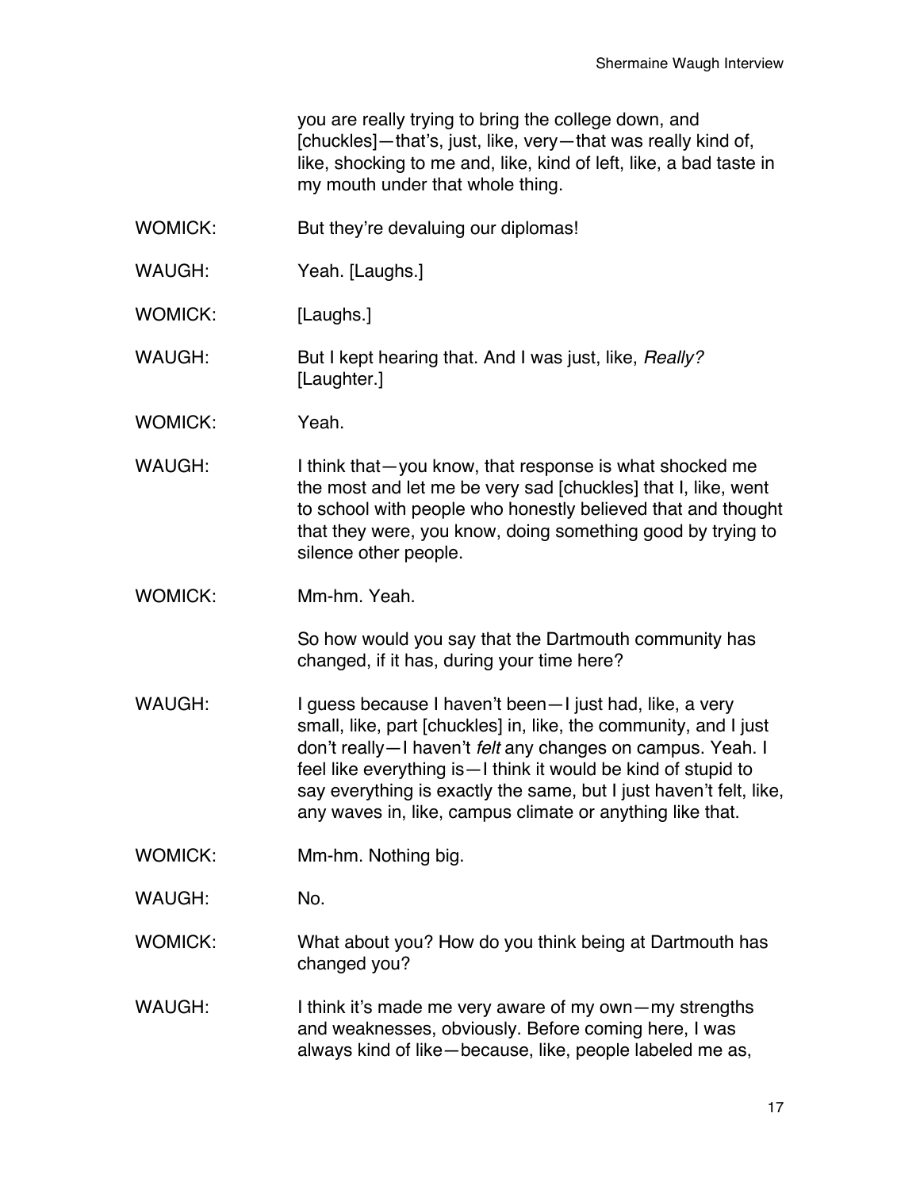you are really trying to bring the college down, and [chuckles]—that's, just, like, very—that was really kind of, like, shocking to me and, like, kind of left, like, a bad taste in my mouth under that whole thing.

WOMICK: But they're devaluing our diplomas!

WAUGH: Yeah. [Laughs.]

WOMICK: [Laughs.]

WAUGH: But I kept hearing that. And I was just, like, *Really?* [Laughter.]

WOMICK: Yeah.

WAUGH: I think that—you know, that response is what shocked me the most and let me be very sad [chuckles] that I, like, went to school with people who honestly believed that and thought that they were, you know, doing something good by trying to silence other people.

WOMICK: Mm-hm. Yeah.

So how would you say that the Dartmouth community has changed, if it has, during your time here?

WAUGH: I guess because I haven't been—I just had, like, a very small, like, part [chuckles] in, like, the community, and I just don't really—I haven't *felt* any changes on campus. Yeah. I feel like everything is—I think it would be kind of stupid to say everything is exactly the same, but I just haven't felt, like, any waves in, like, campus climate or anything like that.

WOMICK: Mm-hm. Nothing big.

WAUGH: No.

WOMICK: What about you? How do you think being at Dartmouth has changed you?

WAUGH: I think it's made me very aware of my own—my strengths and weaknesses, obviously. Before coming here, I was always kind of like—because, like, people labeled me as,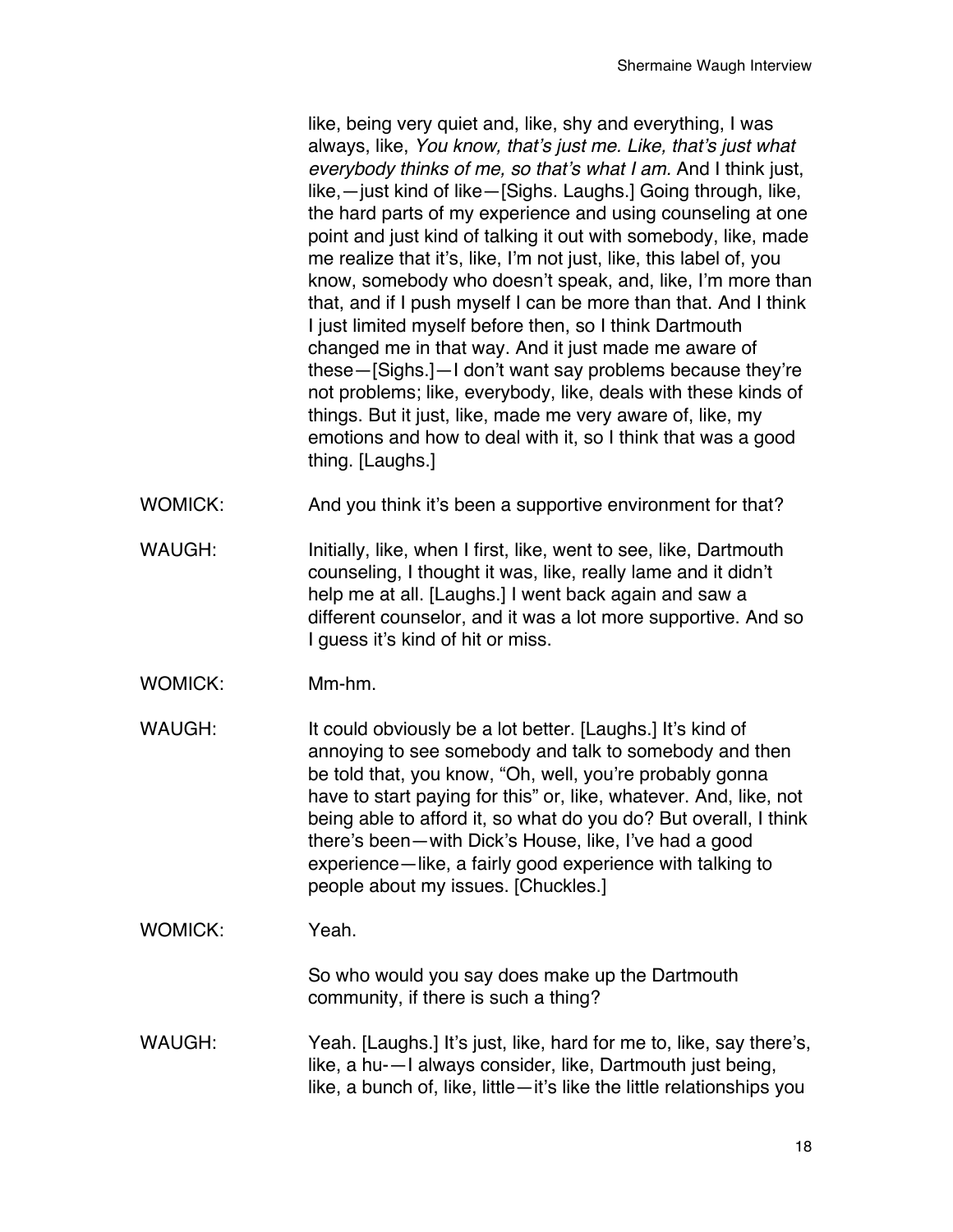like, being very quiet and, like, shy and everything, I was always, like, *You know, that's just me. Like, that's just what everybody thinks of me, so that's what I am.* And I think just, like,—just kind of like—[Sighs. Laughs.] Going through, like, the hard parts of my experience and using counseling at one point and just kind of talking it out with somebody, like, made me realize that it's, like, I'm not just, like, this label of, you know, somebody who doesn't speak, and, like, I'm more than that, and if I push myself I can be more than that. And I think I just limited myself before then, so I think Dartmouth changed me in that way. And it just made me aware of these—[Sighs.]—I don't want say problems because they're not problems; like, everybody, like, deals with these kinds of things. But it just, like, made me very aware of, like, my emotions and how to deal with it, so I think that was a good thing. [Laughs.]

WOMICK: And you think it's been a supportive environment for that?

WAUGH: Initially, like, when I first, like, went to see, like, Dartmouth counseling, I thought it was, like, really lame and it didn't help me at all. [Laughs.] I went back again and saw a different counselor, and it was a lot more supportive. And so I guess it's kind of hit or miss.

WOMICK: Mm-hm.

WAUGH: It could obviously be a lot better. [Laughs.] It's kind of annoying to see somebody and talk to somebody and then be told that, you know, "Oh, well, you're probably gonna have to start paying for this" or, like, whatever. And, like, not being able to afford it, so what do you do? But overall, I think there's been—with Dick's House, like, I've had a good experience—like, a fairly good experience with talking to people about my issues. [Chuckles.]

WOMICK: Yeah.

So who would you say does make up the Dartmouth community, if there is such a thing?

WAUGH: Yeah. [Laughs.] It's just, like, hard for me to, like, say there's, like, a hu-—I always consider, like, Dartmouth just being, like, a bunch of, like, little—it's like the little relationships you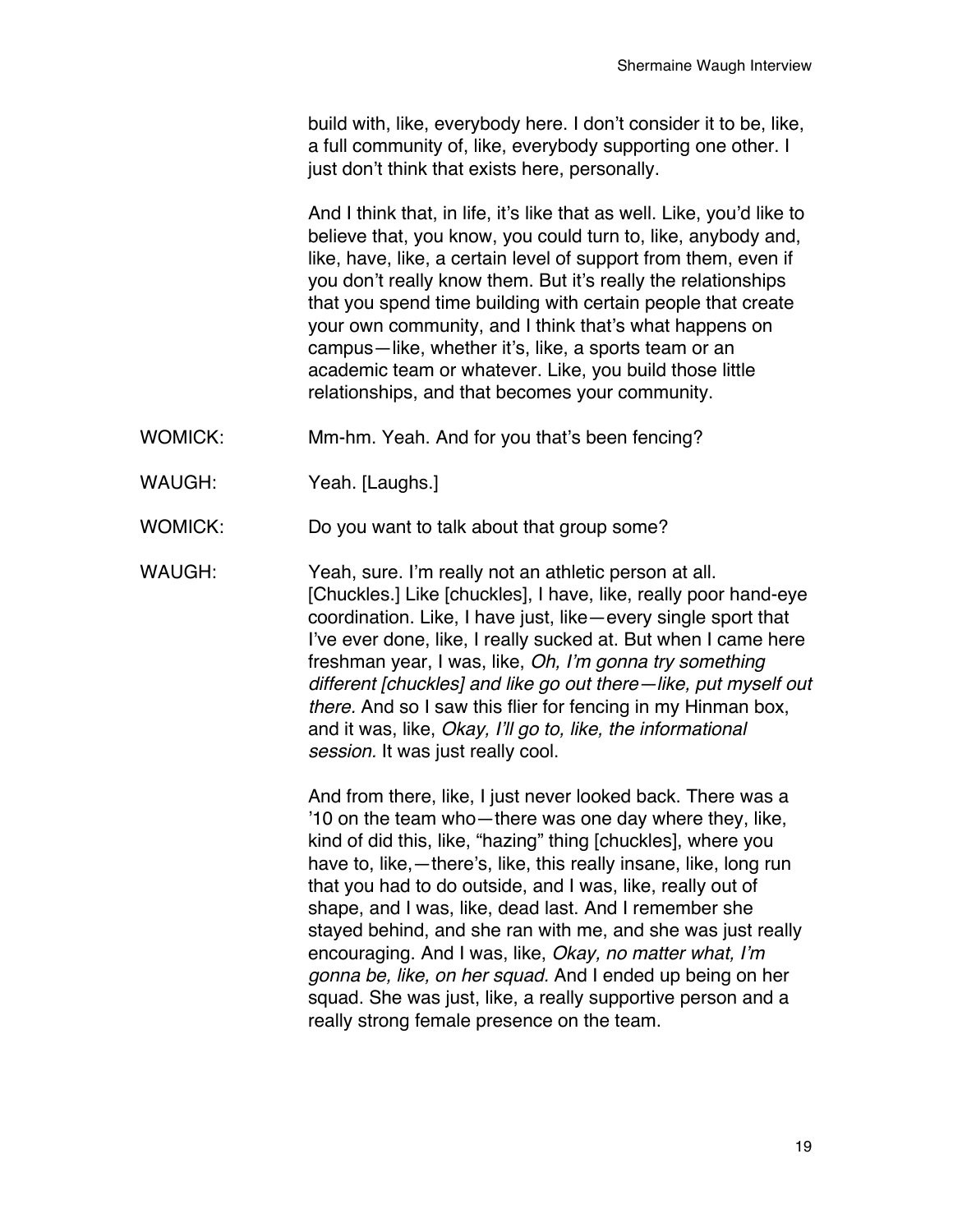build with, like, everybody here. I don't consider it to be, like, a full community of, like, everybody supporting one other. I just don't think that exists here, personally.

And I think that, in life, it's like that as well. Like, you'd like to believe that, you know, you could turn to, like, anybody and, like, have, like, a certain level of support from them, even if you don't really know them. But it's really the relationships that you spend time building with certain people that create your own community, and I think that's what happens on campus—like, whether it's, like, a sports team or an academic team or whatever. Like, you build those little relationships, and that becomes your community.

WOMICK: Mm-hm. Yeah. And for you that's been fencing?

WAUGH: Yeah. [Laughs.]

WOMICK: Do you want to talk about that group some?

WAUGH: Yeah, sure. I'm really not an athletic person at all. [Chuckles.] Like [chuckles], I have, like, really poor hand-eye coordination. Like, I have just, like—every single sport that I've ever done, like, I really sucked at. But when I came here freshman year, I was, like, *Oh, I'm gonna try something different [chuckles] and like go out there—like, put myself out there.* And so I saw this flier for fencing in my Hinman box, and it was, like, *Okay, I'll go to, like, the informational session.* It was just really cool.

And from there, like, I just never looked back. There was a '10 on the team who—there was one day where they, like, kind of did this, like, "hazing" thing [chuckles], where you have to, like,—there's, like, this really insane, like, long run that you had to do outside, and I was, like, really out of shape, and I was, like, dead last. And I remember she stayed behind, and she ran with me, and she was just really encouraging. And I was, like, *Okay, no matter what, I'm gonna be, like, on her squad.* And I ended up being on her squad. She was just, like, a really supportive person and a really strong female presence on the team.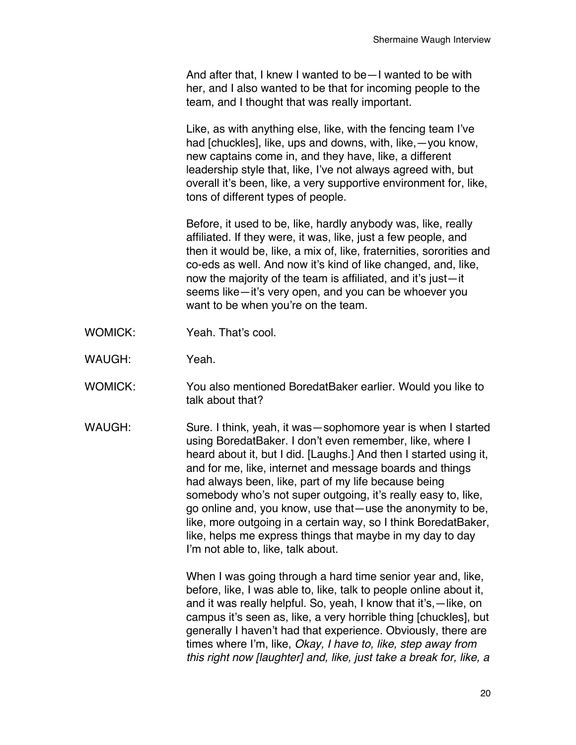And after that, I knew I wanted to be—I wanted to be with her, and I also wanted to be that for incoming people to the team, and I thought that was really important.

Like, as with anything else, like, with the fencing team I've had [chuckles], like, ups and downs, with, like,—you know, new captains come in, and they have, like, a different leadership style that, like, I've not always agreed with, but overall it's been, like, a very supportive environment for, like, tons of different types of people.

Before, it used to be, like, hardly anybody was, like, really affiliated. If they were, it was, like, just a few people, and then it would be, like, a mix of, like, fraternities, sororities and co-eds as well. And now it's kind of like changed, and, like, now the majority of the team is affiliated, and it's just—it seems like—it's very open, and you can be whoever you want to be when you're on the team.

WOMICK: Yeah. That's cool.

WAUGH: Yeah.

WOMICK: You also mentioned BoredatBaker earlier. Would you like to talk about that?

WAUGH: Sure. I think, yeah, it was—sophomore year is when I started using BoredatBaker. I don't even remember, like, where I heard about it, but I did. [Laughs.] And then I started using it, and for me, like, internet and message boards and things had always been, like, part of my life because being somebody who's not super outgoing, it's really easy to, like, go online and, you know, use that—use the anonymity to be, like, more outgoing in a certain way, so I think BoredatBaker, like, helps me express things that maybe in my day to day I'm not able to, like, talk about.

When I was going through a hard time senior year and, like, before, like, I was able to, like, talk to people online about it, and it was really helpful. So, yeah, I know that it's,—like, on campus it's seen as, like, a very horrible thing [chuckles], but generally I haven't had that experience. Obviously, there are times where I'm, like, *Okay, I have to, like, step away from this right now [laughter] and, like, just take a break for, like, a*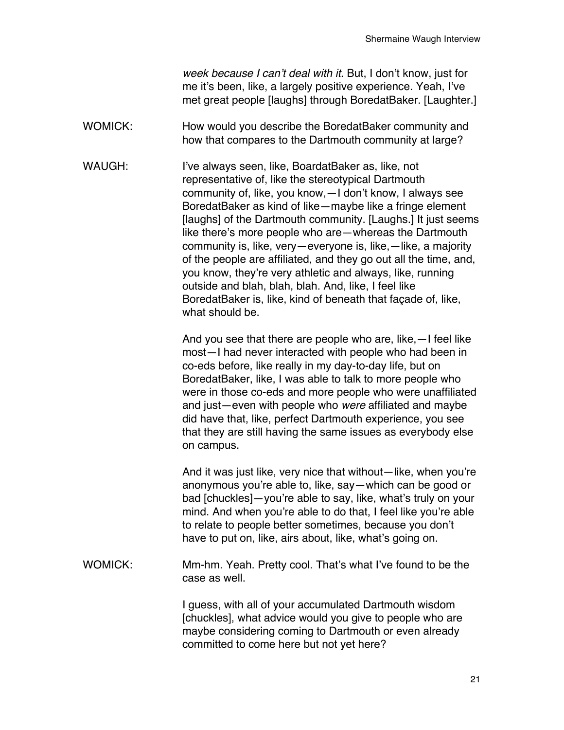*week because I can't deal with it.* But, I don't know, just for me it's been, like, a largely positive experience. Yeah, I've met great people [laughs] through BoredatBaker. [Laughter.]

WOMICK: How would you describe the BoredatBaker community and how that compares to the Dartmouth community at large?

WAUGH: I've always seen, like, BoardatBaker as, like, not representative of, like the stereotypical Dartmouth community of, like, you know,—I don't know, I always see BoredatBaker as kind of like—maybe like a fringe element [laughs] of the Dartmouth community. [Laughs.] It just seems like there's more people who are—whereas the Dartmouth community is, like, very—everyone is, like,—like, a majority of the people are affiliated, and they go out all the time, and, you know, they're very athletic and always, like, running outside and blah, blah, blah. And, like, I feel like BoredatBaker is, like, kind of beneath that façade of, like, what should be.

And you see that there are people who are, like,—I feel like most—I had never interacted with people who had been in co-eds before, like really in my day-to-day life, but on BoredatBaker, like, I was able to talk to more people who were in those co-eds and more people who were unaffiliated and just—even with people who *were* affiliated and maybe did have that, like, perfect Dartmouth experience, you see that they are still having the same issues as everybody else on campus.

And it was just like, very nice that without—like, when you're anonymous you're able to, like, say—which can be good or bad [chuckles]—you're able to say, like, what's truly on your mind. And when you're able to do that, I feel like you're able to relate to people better sometimes, because you don't have to put on, like, airs about, like, what's going on.

WOMICK: Mm-hm. Yeah. Pretty cool. That's what I've found to be the case as well.

I guess, with all of your accumulated Dartmouth wisdom [chuckles], what advice would you give to people who are maybe considering coming to Dartmouth or even already committed to come here but not yet here?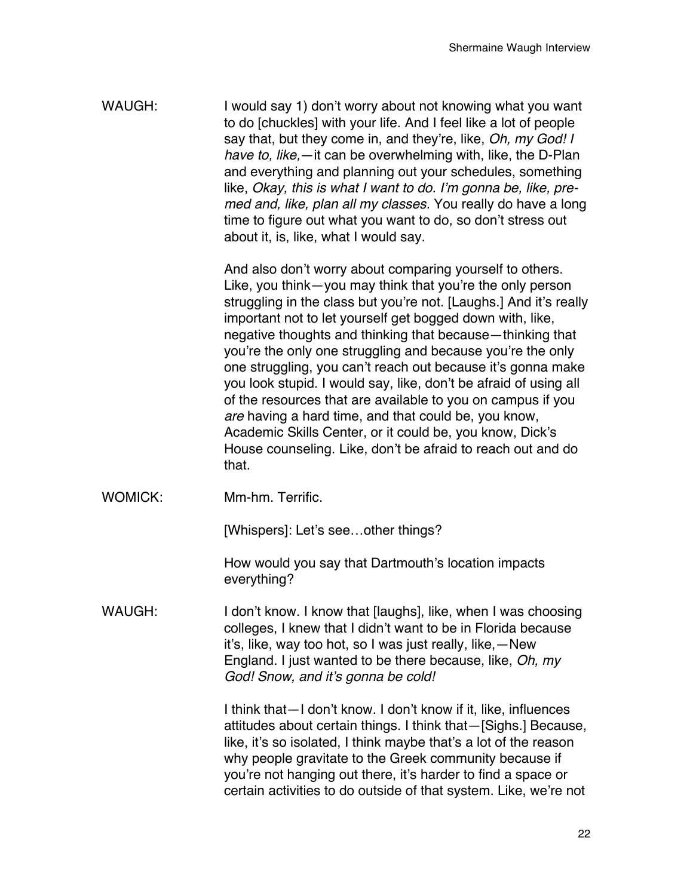WAUGH: I would say 1) don't worry about not knowing what you want to do [chuckles] with your life. And I feel like a lot of people say that, but they come in, and they're, like, *Oh, my God! I have to, like,*—it can be overwhelming with, like, the D-Plan and everything and planning out your schedules, something like, *Okay, this is what I want to do. I'm gonna be, like, pre-med and, like, plan all my classes.* You really do have a long time to figure out what you want to do, so don't stress out about it, is, like, what I would say.

And also don't worry about comparing yourself to others. Like, you think—you may think that you're the only person struggling in the class but you're not. [Laughs.] And it's really important not to let yourself get bogged down with, like, negative thoughts and thinking that because—thinking that you're the only one struggling and because you're the only one struggling, you can't reach out because it's gonna make you look stupid. I would say, like, don't be afraid of using all of the resources that are available to you on campus if you *are* having a hard time, and that could be, you know, Academic Skills Center, or it could be, you know, Dick's House counseling. Like, don't be afraid to reach out and do that.

WOMICK: Mm-hm. Terrific.

[Whispers]: Let's see…other things?

How would you say that Dartmouth's location impacts everything?

WAUGH: I don't know. I know that [laughs], like, when I was choosing colleges, I knew that I didn't want to be in Florida because it's, like, way too hot, so I was just really, like,—New England. I just wanted to be there because, like, *Oh, my God! Snow, and it's gonna be cold!*

I think that—I don't know. I don't know if it, like, influences attitudes about certain things. I think that—[Sighs.] Because, like, it's so isolated, I think maybe that's a lot of the reason why people gravitate to the Greek community because if you're not hanging out there, it's harder to find a space or certain activities to do outside of that system. Like, we're not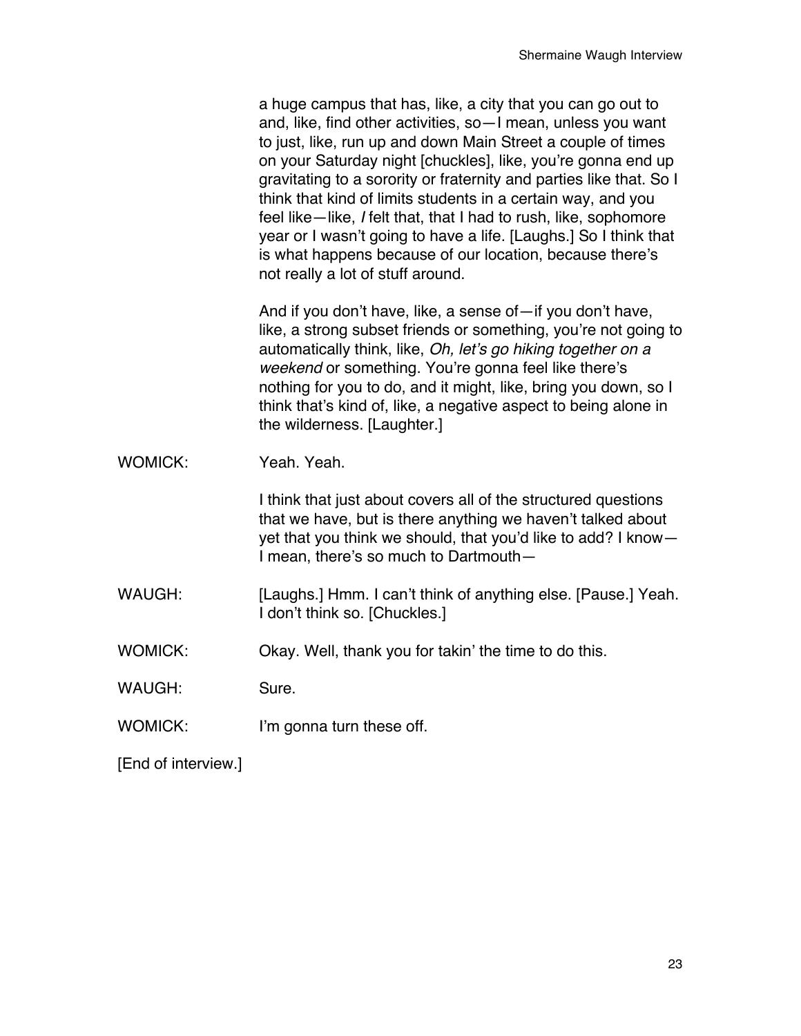a huge campus that has, like, a city that you can go out to and, like, find other activities, so—I mean, unless you want to just, like, run up and down Main Street a couple of times on your Saturday night [chuckles], like, you're gonna end up gravitating to a sorority or fraternity and parties like that. So I think that kind of limits students in a certain way, and you feel like—like, *I* felt that, that I had to rush, like, sophomore year or I wasn't going to have a life. [Laughs.] So I think that is what happens because of our location, because there's not really a lot of stuff around.

And if you don't have, like, a sense of—if you don't have, like, a strong subset friends or something, you're not going to automatically think, like, *Oh, let's go hiking together on a weekend* or something. You're gonna feel like there's nothing for you to do, and it might, like, bring you down, so I think that's kind of, like, a negative aspect to being alone in the wilderness. [Laughter.]

WOMICK: Yeah. Yeah.

I think that just about covers all of the structured questions that we have, but is there anything we haven't talked about yet that you think we should, that you'd like to add? I know—I mean, there's so much to Dartmouth—

WAUGH: [Laughs.] Hmm. I can't think of anything else. [Pause.] Yeah. I don't think so. [Chuckles.]

WOMICK: Okay. Well, thank you for takin' the time to do this.

WAUGH: Sure.

WOMICK: I'm gonna turn these off.

[End of interview.]